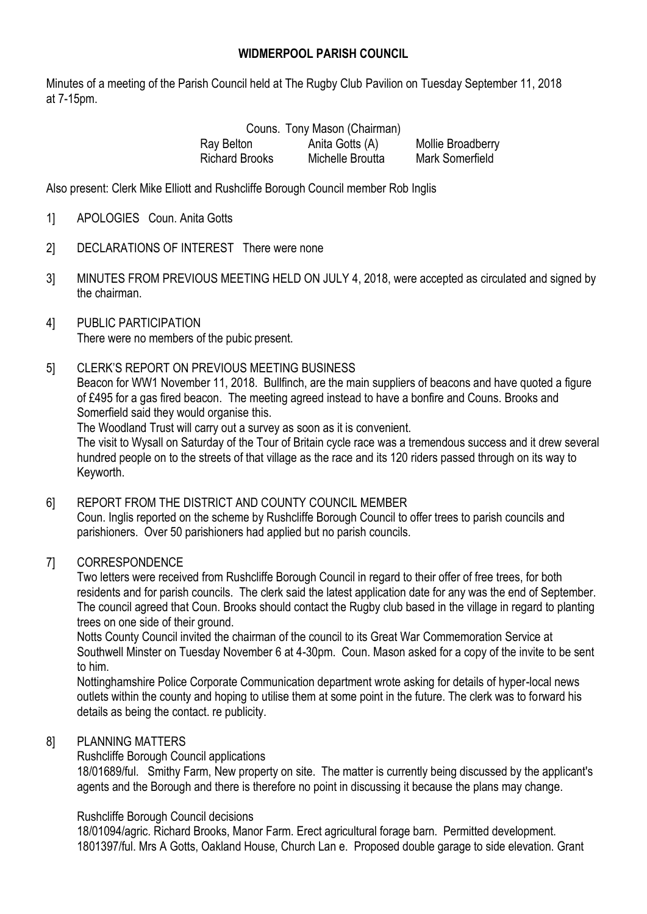# WIDMERPOOL PARISH COUNCIL

Minutes of a meeting of the Parish Council held at The Rugby Club Pavilion on Tuesday September 11, 2018 at 7-15pm.

Couns. Tony Mason (Chairman)

| | | |
|---|---|---|
| Ray Belton | Anita Gotts (A) | Mollie Broadberry |
| Richard Brooks | Michelle Broutta | Mark Somerfield |

Also present: Clerk Mike Elliott and Rushcliffe Borough Council member Rob Inglis

1] APOLOGIES Coun. Anita Gotts

2] DECLARATIONS OF INTEREST There were none

3] MINUTES FROM PREVIOUS MEETING HELD ON JULY 4, 2018, were accepted as circulated and signed by the chairman.

4] PUBLIC PARTICIPATION
There were no members of the pubic present.

5] CLERK'S REPORT ON PREVIOUS MEETING BUSINESS
Beacon for WW1 November 11, 2018. Bullfinch, are the main suppliers of beacons and have quoted a figure of £495 for a gas fired beacon. The meeting agreed instead to have a bonfire and Couns. Brooks and Somerfield said they would organise this.
The Woodland Trust will carry out a survey as soon as it is convenient.
The visit to Wysall on Saturday of the Tour of Britain cycle race was a tremendous success and it drew several hundred people on to the streets of that village as the race and its 120 riders passed through on its way to Keyworth.

6] REPORT FROM THE DISTRICT AND COUNTY COUNCIL MEMBER
Coun. Inglis reported on the scheme by Rushcliffe Borough Council to offer trees to parish councils and parishioners. Over 50 parishioners had applied but no parish councils.

7] CORRESPONDENCE
Two letters were received from Rushcliffe Borough Council in regard to their offer of free trees, for both residents and for parish councils. The clerk said the latest application date for any was the end of September. The council agreed that Coun. Brooks should contact the Rugby club based in the village in regard to planting trees on one side of their ground.
Notts County Council invited the chairman of the council to its Great War Commemoration Service at Southwell Minster on Tuesday November 6 at 4-30pm. Coun. Mason asked for a copy of the invite to be sent to him.
Nottinghamshire Police Corporate Communication department wrote asking for details of hyper-local news outlets within the county and hoping to utilise them at some point in the future. The clerk was to forward his details as being the contact. re publicity.

8] PLANNING MATTERS
Rushcliffe Borough Council applications
18/01689/ful. Smithy Farm, New property on site. The matter is currently being discussed by the applicant's agents and the Borough and there is therefore no point in discussing it because the plans may change.

Rushcliffe Borough Council decisions
18/01094/agric. Richard Brooks, Manor Farm. Erect agricultural forage barn. Permitted development.
1801397/ful. Mrs A Gotts, Oakland House, Church Lan e. Proposed double garage to side elevation. Grant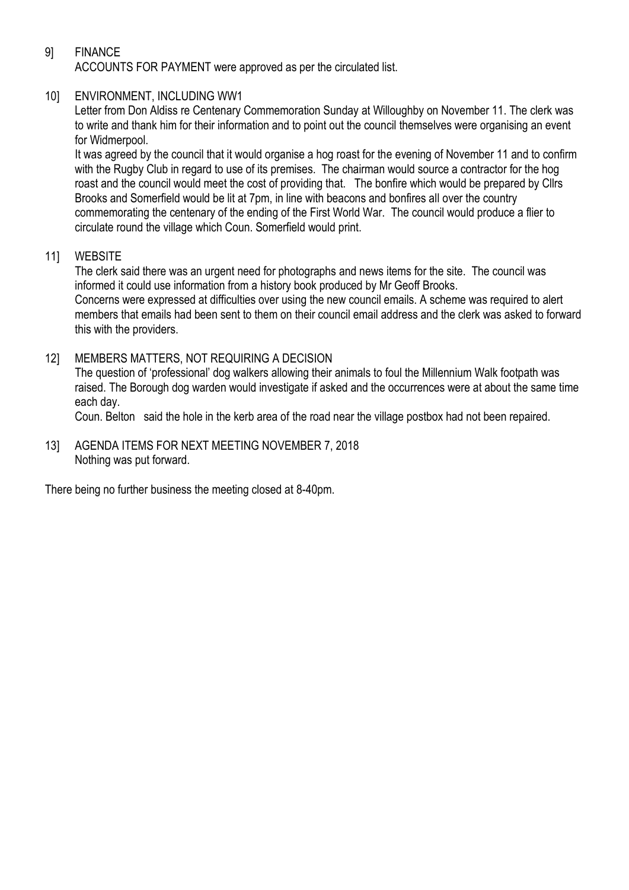9] FINANCE

ACCOUNTS FOR PAYMENT were approved as per the circulated list.

10] ENVIRONMENT, INCLUDING WW1

Letter from Don Aldiss re Centenary Commemoration Sunday at Willoughby on November 11. The clerk was to write and thank him for their information and to point out the council themselves were organising an event for Widmerpool.

It was agreed by the council that it would organise a hog roast for the evening of November 11 and to confirm with the Rugby Club in regard to use of its premises. The chairman would source a contractor for the hog roast and the council would meet the cost of providing that. The bonfire which would be prepared by Cllrs Brooks and Somerfield would be lit at 7pm, in line with beacons and bonfires all over the country commemorating the centenary of the ending of the First World War. The council would produce a flier to circulate round the village which Coun. Somerfield would print.

11] WEBSITE

The clerk said there was an urgent need for photographs and news items for the site. The council was informed it could use information from a history book produced by Mr Geoff Brooks.

Concerns were expressed at difficulties over using the new council emails. A scheme was required to alert members that emails had been sent to them on their council email address and the clerk was asked to forward this with the providers.

12] MEMBERS MATTERS, NOT REQUIRING A DECISION

The question of 'professional' dog walkers allowing their animals to foul the Millennium Walk footpath was raised. The Borough dog warden would investigate if asked and the occurrences were at about the same time each day.

Coun. Belton said the hole in the kerb area of the road near the village postbox had not been repaired.

13] AGENDA ITEMS FOR NEXT MEETING NOVEMBER 7, 2018

Nothing was put forward.

There being no further business the meeting closed at 8-40pm.